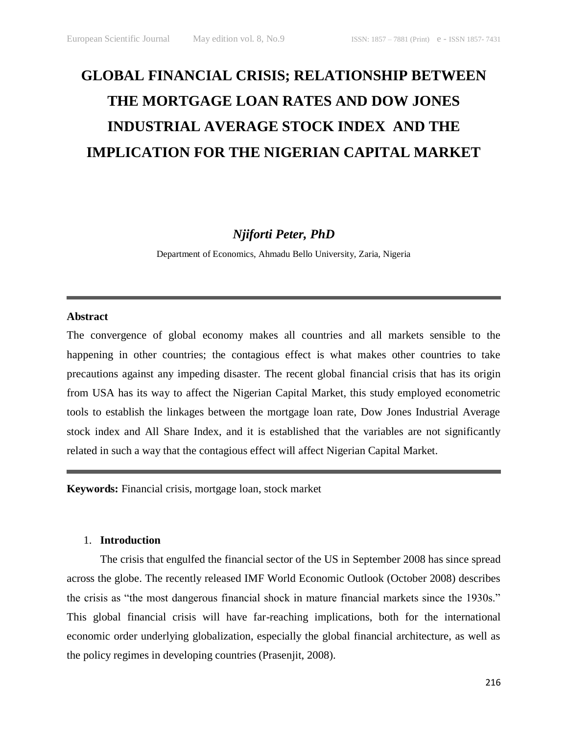# GLOBAL FINANCIAL CRISIS; RELATIONSHIP BETWEEN THE MORTGAGE LOAN RATES AND DOW JONES INDUSTRIAL AVERAGE STOCK INDEX AND THE IMPLICATION FOR THE NIGERIAN CAPITAL MARKET

***Njiforti Peter, PhD***

Department of Economics, Ahmadu Bello University, Zaria, Nigeria

---

**Abstract**

The convergence of global economy makes all countries and all markets sensible to the happening in other countries; the contagious effect is what makes other countries to take precautions against any impeding disaster. The recent global financial crisis that has its origin from USA has its way to affect the Nigerian Capital Market, this study employed econometric tools to establish the linkages between the mortgage loan rate, Dow Jones Industrial Average stock index and All Share Index, and it is established that the variables are not significantly related in such a way that the contagious effect will affect Nigerian Capital Market.

---

**Keywords:** Financial crisis, mortgage loan, stock market

## 1. Introduction

The crisis that engulfed the financial sector of the US in September 2008 has since spread across the globe. The recently released IMF World Economic Outlook (October 2008) describes the crisis as "the most dangerous financial shock in mature financial markets since the 1930s." This global financial crisis will have far-reaching implications, both for the international economic order underlying globalization, especially the global financial architecture, as well as the policy regimes in developing countries (Prasenjit, 2008).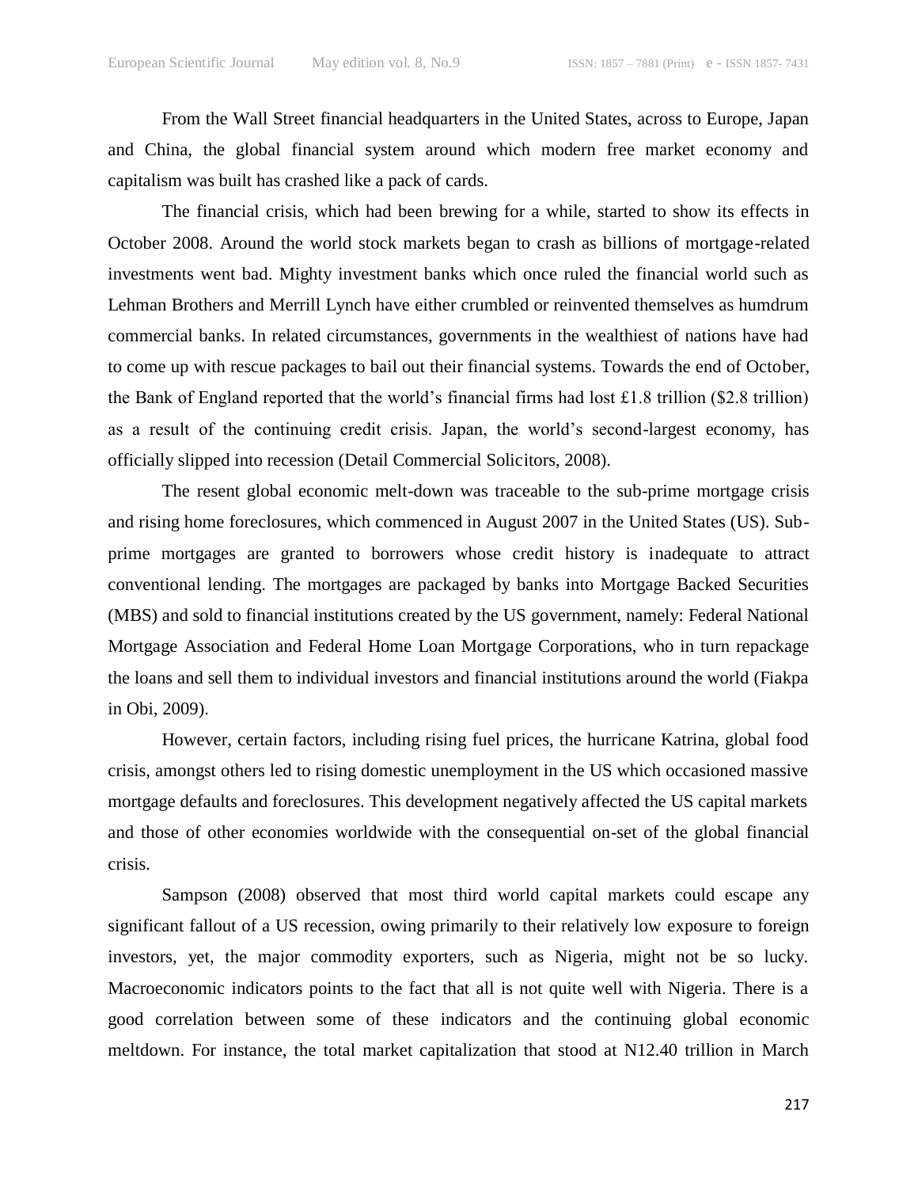From the Wall Street financial headquarters in the United States, across to Europe, Japan and China, the global financial system around which modern free market economy and capitalism was built has crashed like a pack of cards.

The financial crisis, which had been brewing for a while, started to show its effects in October 2008. Around the world stock markets began to crash as billions of mortgage-related investments went bad. Mighty investment banks which once ruled the financial world such as Lehman Brothers and Merrill Lynch have either crumbled or reinvented themselves as humdrum commercial banks. In related circumstances, governments in the wealthiest of nations have had to come up with rescue packages to bail out their financial systems. Towards the end of October, the Bank of England reported that the world's financial firms had lost £1.8 trillion ($2.8 trillion) as a result of the continuing credit crisis. Japan, the world's second-largest economy, has officially slipped into recession (Detail Commercial Solicitors, 2008).

The resent global economic melt-down was traceable to the sub-prime mortgage crisis and rising home foreclosures, which commenced in August 2007 in the United States (US). Sub-prime mortgages are granted to borrowers whose credit history is inadequate to attract conventional lending. The mortgages are packaged by banks into Mortgage Backed Securities (MBS) and sold to financial institutions created by the US government, namely: Federal National Mortgage Association and Federal Home Loan Mortgage Corporations, who in turn repackage the loans and sell them to individual investors and financial institutions around the world (Fiakpa in Obi, 2009).

However, certain factors, including rising fuel prices, the hurricane Katrina, global food crisis, amongst others led to rising domestic unemployment in the US which occasioned massive mortgage defaults and foreclosures. This development negatively affected the US capital markets and those of other economies worldwide with the consequential on-set of the global financial crisis.

Sampson (2008) observed that most third world capital markets could escape any significant fallout of a US recession, owing primarily to their relatively low exposure to foreign investors, yet, the major commodity exporters, such as Nigeria, might not be so lucky. Macroeconomic indicators points to the fact that all is not quite well with Nigeria. There is a good correlation between some of these indicators and the continuing global economic meltdown. For instance, the total market capitalization that stood at N12.40 trillion in March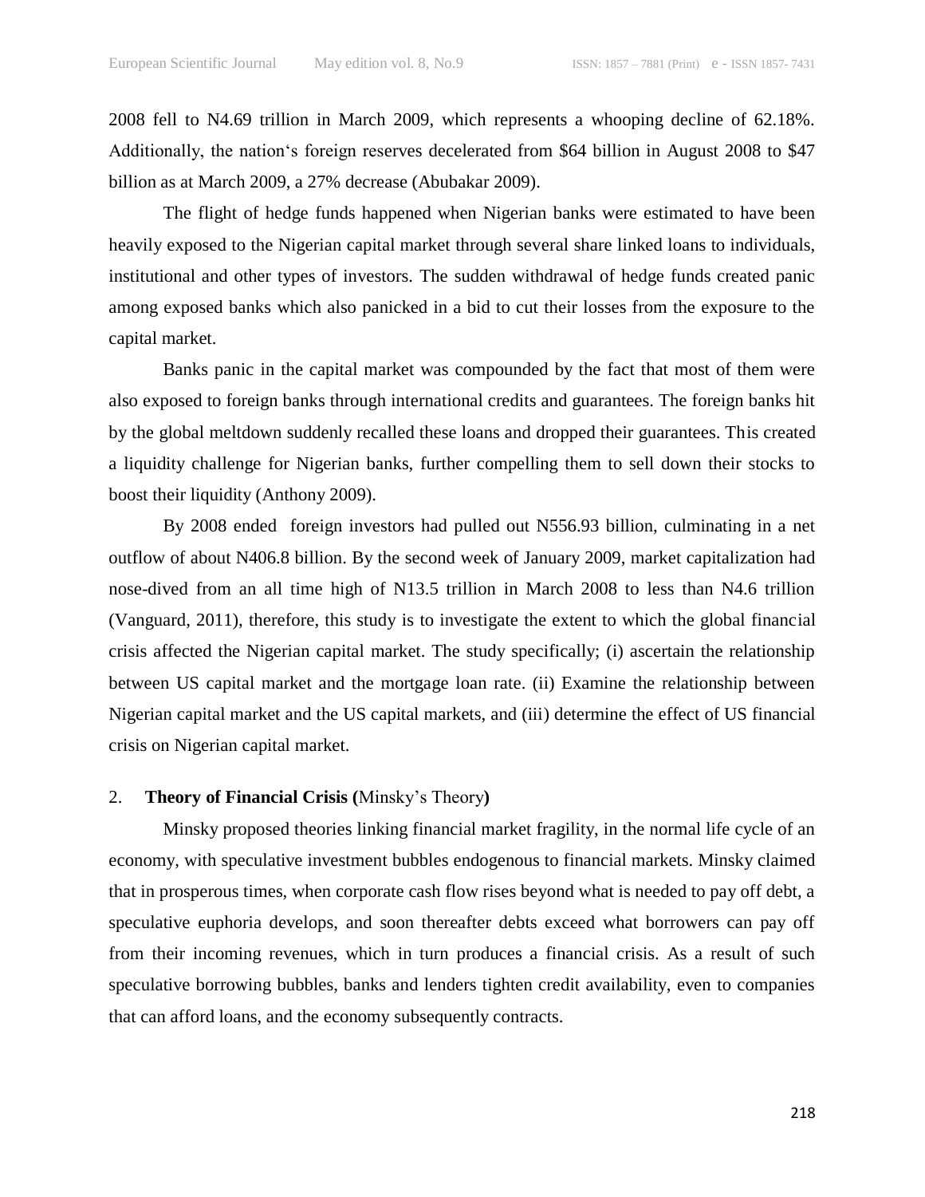2008 fell to N4.69 trillion in March 2009, which represents a whooping decline of 62.18%. Additionally, the nation's foreign reserves decelerated from $64 billion in August 2008 to $47 billion as at March 2009, a 27% decrease (Abubakar 2009).

The flight of hedge funds happened when Nigerian banks were estimated to have been heavily exposed to the Nigerian capital market through several share linked loans to individuals, institutional and other types of investors. The sudden withdrawal of hedge funds created panic among exposed banks which also panicked in a bid to cut their losses from the exposure to the capital market.

Banks panic in the capital market was compounded by the fact that most of them were also exposed to foreign banks through international credits and guarantees. The foreign banks hit by the global meltdown suddenly recalled these loans and dropped their guarantees. This created a liquidity challenge for Nigerian banks, further compelling them to sell down their stocks to boost their liquidity (Anthony 2009).

By 2008 ended foreign investors had pulled out N556.93 billion, culminating in a net outflow of about N406.8 billion. By the second week of January 2009, market capitalization had nose-dived from an all time high of N13.5 trillion in March 2008 to less than N4.6 trillion (Vanguard, 2011), therefore, this study is to investigate the extent to which the global financial crisis affected the Nigerian capital market. The study specifically; (i) ascertain the relationship between US capital market and the mortgage loan rate. (ii) Examine the relationship between Nigerian capital market and the US capital markets, and (iii) determine the effect of US financial crisis on Nigerian capital market.

## 2. **Theory of Financial Crisis (**Minsky's Theory**)**

Minsky proposed theories linking financial market fragility, in the normal life cycle of an economy, with speculative investment bubbles endogenous to financial markets. Minsky claimed that in prosperous times, when corporate cash flow rises beyond what is needed to pay off debt, a speculative euphoria develops, and soon thereafter debts exceed what borrowers can pay off from their incoming revenues, which in turn produces a financial crisis. As a result of such speculative borrowing bubbles, banks and lenders tighten credit availability, even to companies that can afford loans, and the economy subsequently contracts.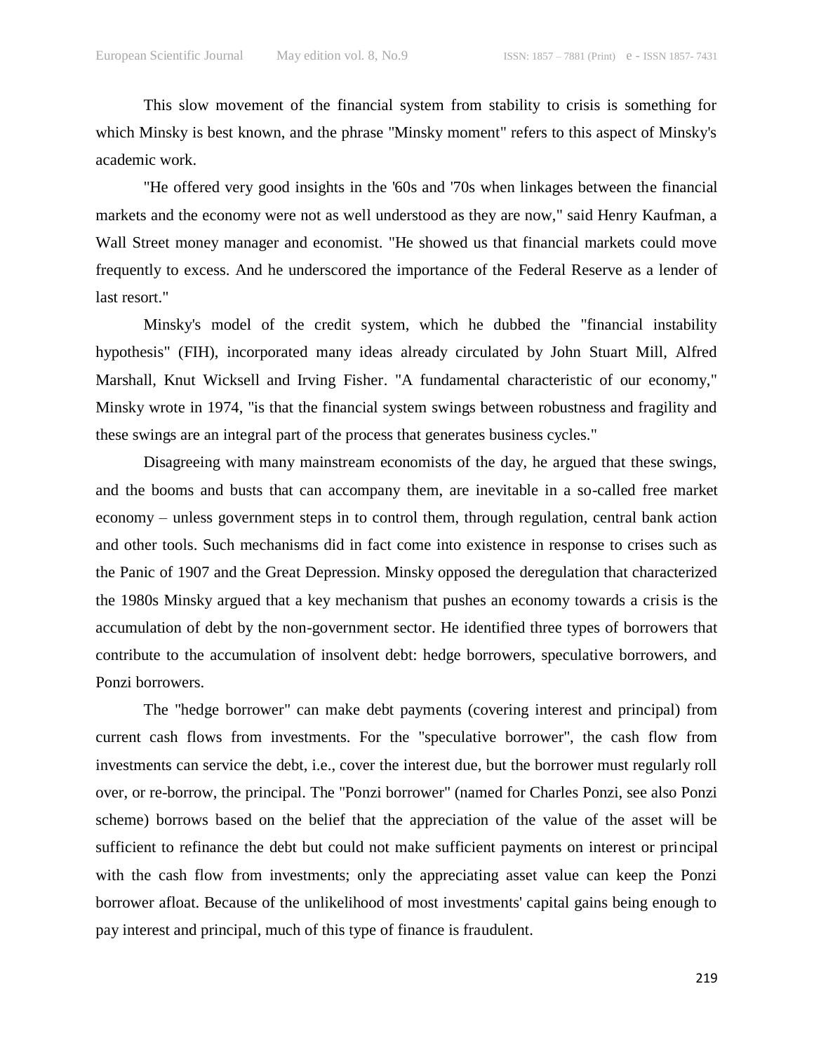This slow movement of the financial system from stability to crisis is something for which Minsky is best known, and the phrase "Minsky moment" refers to this aspect of Minsky's academic work.

"He offered very good insights in the '60s and '70s when linkages between the financial markets and the economy were not as well understood as they are now," said Henry Kaufman, a Wall Street money manager and economist. "He showed us that financial markets could move frequently to excess. And he underscored the importance of the Federal Reserve as a lender of last resort."

Minsky's model of the credit system, which he dubbed the "financial instability hypothesis" (FIH), incorporated many ideas already circulated by John Stuart Mill, Alfred Marshall, Knut Wicksell and Irving Fisher. "A fundamental characteristic of our economy," Minsky wrote in 1974, "is that the financial system swings between robustness and fragility and these swings are an integral part of the process that generates business cycles."

Disagreeing with many mainstream economists of the day, he argued that these swings, and the booms and busts that can accompany them, are inevitable in a so-called free market economy – unless government steps in to control them, through regulation, central bank action and other tools. Such mechanisms did in fact come into existence in response to crises such as the Panic of 1907 and the Great Depression. Minsky opposed the deregulation that characterized the 1980s Minsky argued that a key mechanism that pushes an economy towards a crisis is the accumulation of debt by the non-government sector. He identified three types of borrowers that contribute to the accumulation of insolvent debt: hedge borrowers, speculative borrowers, and Ponzi borrowers.

The "hedge borrower" can make debt payments (covering interest and principal) from current cash flows from investments. For the "speculative borrower", the cash flow from investments can service the debt, i.e., cover the interest due, but the borrower must regularly roll over, or re-borrow, the principal. The "Ponzi borrower" (named for Charles Ponzi, see also Ponzi scheme) borrows based on the belief that the appreciation of the value of the asset will be sufficient to refinance the debt but could not make sufficient payments on interest or principal with the cash flow from investments; only the appreciating asset value can keep the Ponzi borrower afloat. Because of the unlikelihood of most investments' capital gains being enough to pay interest and principal, much of this type of finance is fraudulent.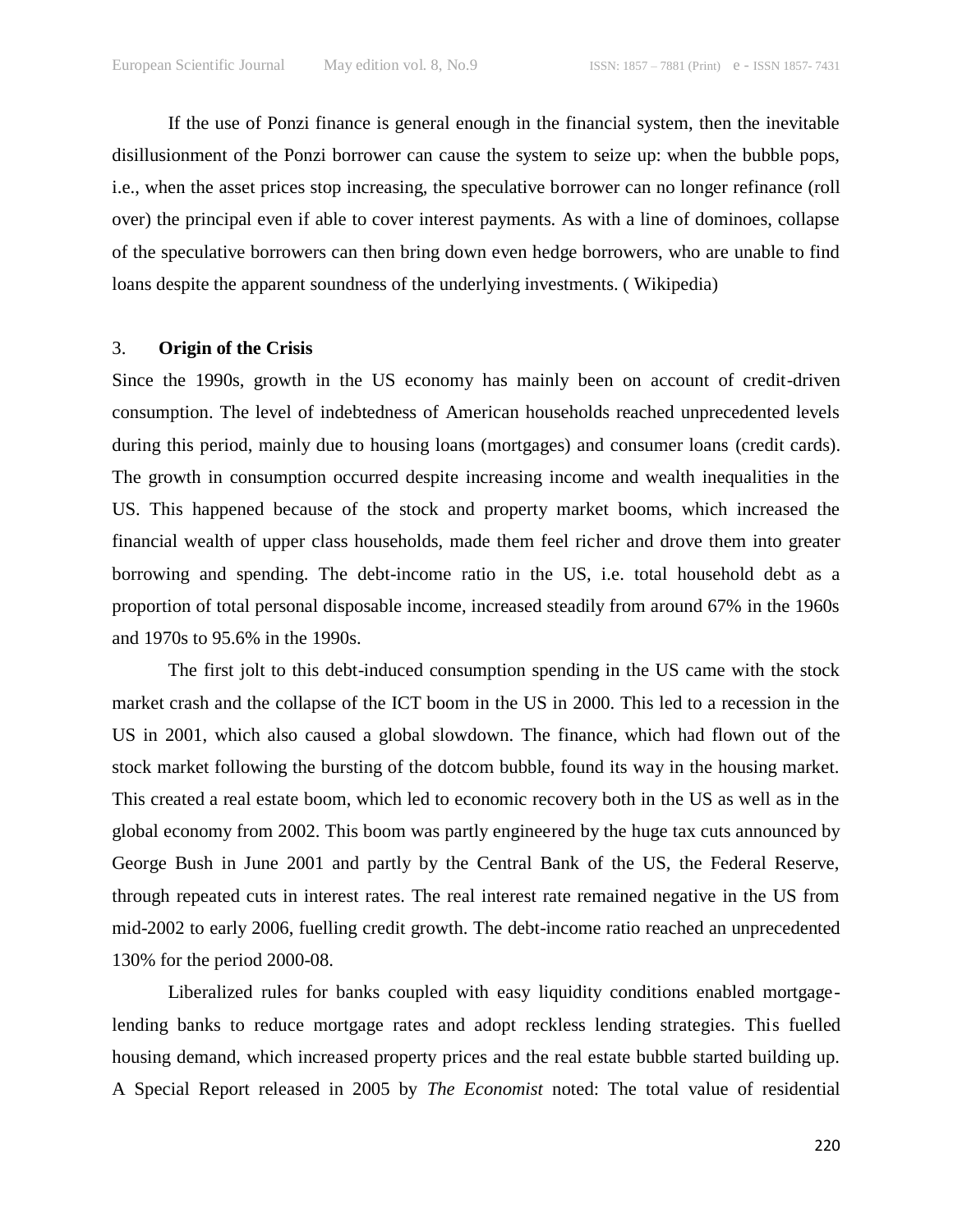If the use of Ponzi finance is general enough in the financial system, then the inevitable disillusionment of the Ponzi borrower can cause the system to seize up: when the bubble pops, i.e., when the asset prices stop increasing, the speculative borrower can no longer refinance (roll over) the principal even if able to cover interest payments. As with a line of dominoes, collapse of the speculative borrowers can then bring down even hedge borrowers, who are unable to find loans despite the apparent soundness of the underlying investments. ( Wikipedia)

## 3. **Origin of the Crisis**

Since the 1990s, growth in the US economy has mainly been on account of credit-driven consumption. The level of indebtedness of American households reached unprecedented levels during this period, mainly due to housing loans (mortgages) and consumer loans (credit cards). The growth in consumption occurred despite increasing income and wealth inequalities in the US. This happened because of the stock and property market booms, which increased the financial wealth of upper class households, made them feel richer and drove them into greater borrowing and spending. The debt-income ratio in the US, i.e. total household debt as a proportion of total personal disposable income, increased steadily from around 67% in the 1960s and 1970s to 95.6% in the 1990s.

The first jolt to this debt-induced consumption spending in the US came with the stock market crash and the collapse of the ICT boom in the US in 2000. This led to a recession in the US in 2001, which also caused a global slowdown. The finance, which had flown out of the stock market following the bursting of the dotcom bubble, found its way in the housing market. This created a real estate boom, which led to economic recovery both in the US as well as in the global economy from 2002. This boom was partly engineered by the huge tax cuts announced by George Bush in June 2001 and partly by the Central Bank of the US, the Federal Reserve, through repeated cuts in interest rates. The real interest rate remained negative in the US from mid-2002 to early 2006, fuelling credit growth. The debt-income ratio reached an unprecedented 130% for the period 2000-08.

Liberalized rules for banks coupled with easy liquidity conditions enabled mortgage-lending banks to reduce mortgage rates and adopt reckless lending strategies. This fuelled housing demand, which increased property prices and the real estate bubble started building up. A Special Report released in 2005 by *The Economist* noted: The total value of residential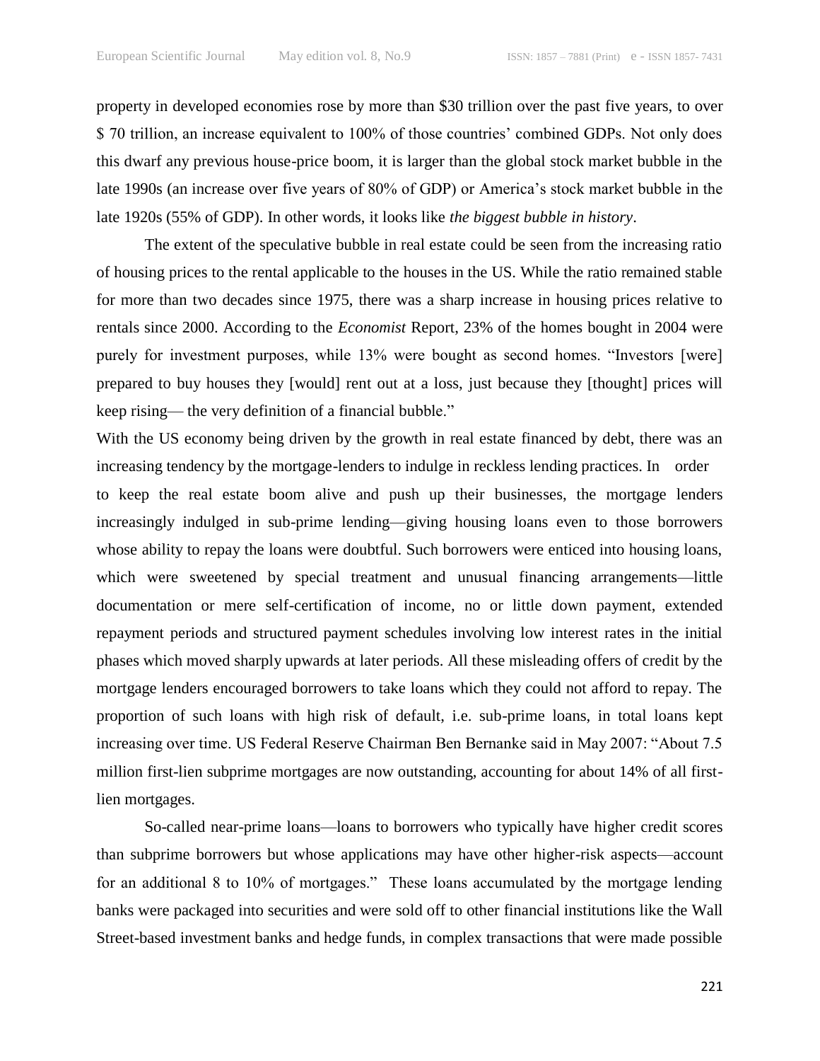property in developed economies rose by more than $30 trillion over the past five years, to over $ 70 trillion, an increase equivalent to 100% of those countries' combined GDPs. Not only does this dwarf any previous house-price boom, it is larger than the global stock market bubble in the late 1990s (an increase over five years of 80% of GDP) or America's stock market bubble in the late 1920s (55% of GDP). In other words, it looks like *the biggest bubble in history*.

The extent of the speculative bubble in real estate could be seen from the increasing ratio of housing prices to the rental applicable to the houses in the US. While the ratio remained stable for more than two decades since 1975, there was a sharp increase in housing prices relative to rentals since 2000. According to the *Economist* Report, 23% of the homes bought in 2004 were purely for investment purposes, while 13% were bought as second homes. "Investors [were] prepared to buy houses they [would] rent out at a loss, just because they [thought] prices will keep rising— the very definition of a financial bubble."

With the US economy being driven by the growth in real estate financed by debt, there was an increasing tendency by the mortgage-lenders to indulge in reckless lending practices. In order to keep the real estate boom alive and push up their businesses, the mortgage lenders increasingly indulged in sub-prime lending—giving housing loans even to those borrowers whose ability to repay the loans were doubtful. Such borrowers were enticed into housing loans, which were sweetened by special treatment and unusual financing arrangements—little documentation or mere self-certification of income, no or little down payment, extended repayment periods and structured payment schedules involving low interest rates in the initial phases which moved sharply upwards at later periods. All these misleading offers of credit by the mortgage lenders encouraged borrowers to take loans which they could not afford to repay. The proportion of such loans with high risk of default, i.e. sub-prime loans, in total loans kept increasing over time. US Federal Reserve Chairman Ben Bernanke said in May 2007: "About 7.5 million first-lien subprime mortgages are now outstanding, accounting for about 14% of all first-lien mortgages.

So-called near-prime loans—loans to borrowers who typically have higher credit scores than subprime borrowers but whose applications may have other higher-risk aspects—account for an additional 8 to 10% of mortgages." These loans accumulated by the mortgage lending banks were packaged into securities and were sold off to other financial institutions like the Wall Street-based investment banks and hedge funds, in complex transactions that were made possible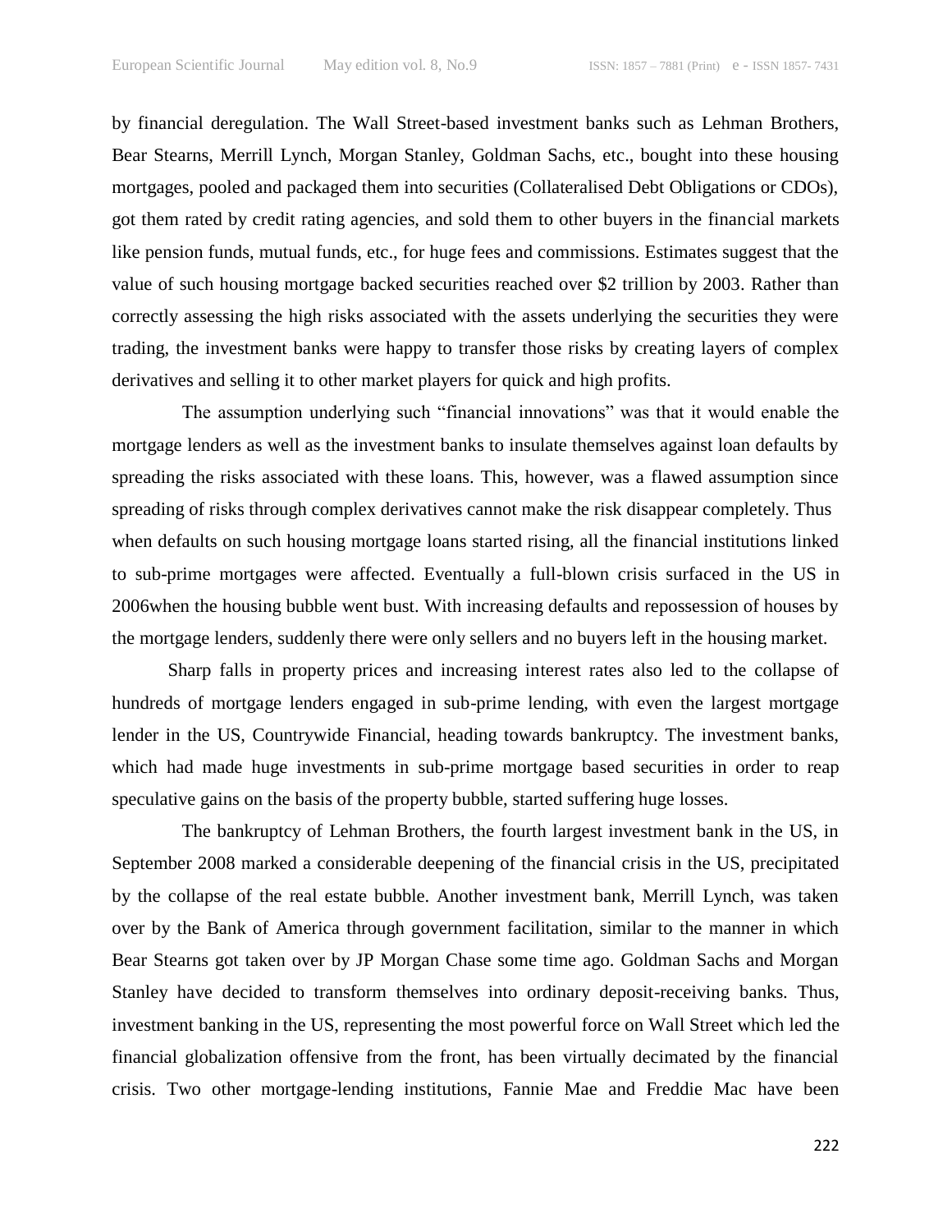by financial deregulation. The Wall Street-based investment banks such as Lehman Brothers, Bear Stearns, Merrill Lynch, Morgan Stanley, Goldman Sachs, etc., bought into these housing mortgages, pooled and packaged them into securities (Collateralised Debt Obligations or CDOs), got them rated by credit rating agencies, and sold them to other buyers in the financial markets like pension funds, mutual funds, etc., for huge fees and commissions. Estimates suggest that the value of such housing mortgage backed securities reached over $2 trillion by 2003. Rather than correctly assessing the high risks associated with the assets underlying the securities they were trading, the investment banks were happy to transfer those risks by creating layers of complex derivatives and selling it to other market players for quick and high profits.

The assumption underlying such "financial innovations" was that it would enable the mortgage lenders as well as the investment banks to insulate themselves against loan defaults by spreading the risks associated with these loans. This, however, was a flawed assumption since spreading of risks through complex derivatives cannot make the risk disappear completely. Thus when defaults on such housing mortgage loans started rising, all the financial institutions linked to sub-prime mortgages were affected. Eventually a full-blown crisis surfaced in the US in 2006when the housing bubble went bust. With increasing defaults and repossession of houses by the mortgage lenders, suddenly there were only sellers and no buyers left in the housing market.

Sharp falls in property prices and increasing interest rates also led to the collapse of hundreds of mortgage lenders engaged in sub-prime lending, with even the largest mortgage lender in the US, Countrywide Financial, heading towards bankruptcy. The investment banks, which had made huge investments in sub-prime mortgage based securities in order to reap speculative gains on the basis of the property bubble, started suffering huge losses.

The bankruptcy of Lehman Brothers, the fourth largest investment bank in the US, in September 2008 marked a considerable deepening of the financial crisis in the US, precipitated by the collapse of the real estate bubble. Another investment bank, Merrill Lynch, was taken over by the Bank of America through government facilitation, similar to the manner in which Bear Stearns got taken over by JP Morgan Chase some time ago. Goldman Sachs and Morgan Stanley have decided to transform themselves into ordinary deposit-receiving banks. Thus, investment banking in the US, representing the most powerful force on Wall Street which led the financial globalization offensive from the front, has been virtually decimated by the financial crisis. Two other mortgage-lending institutions, Fannie Mae and Freddie Mac have been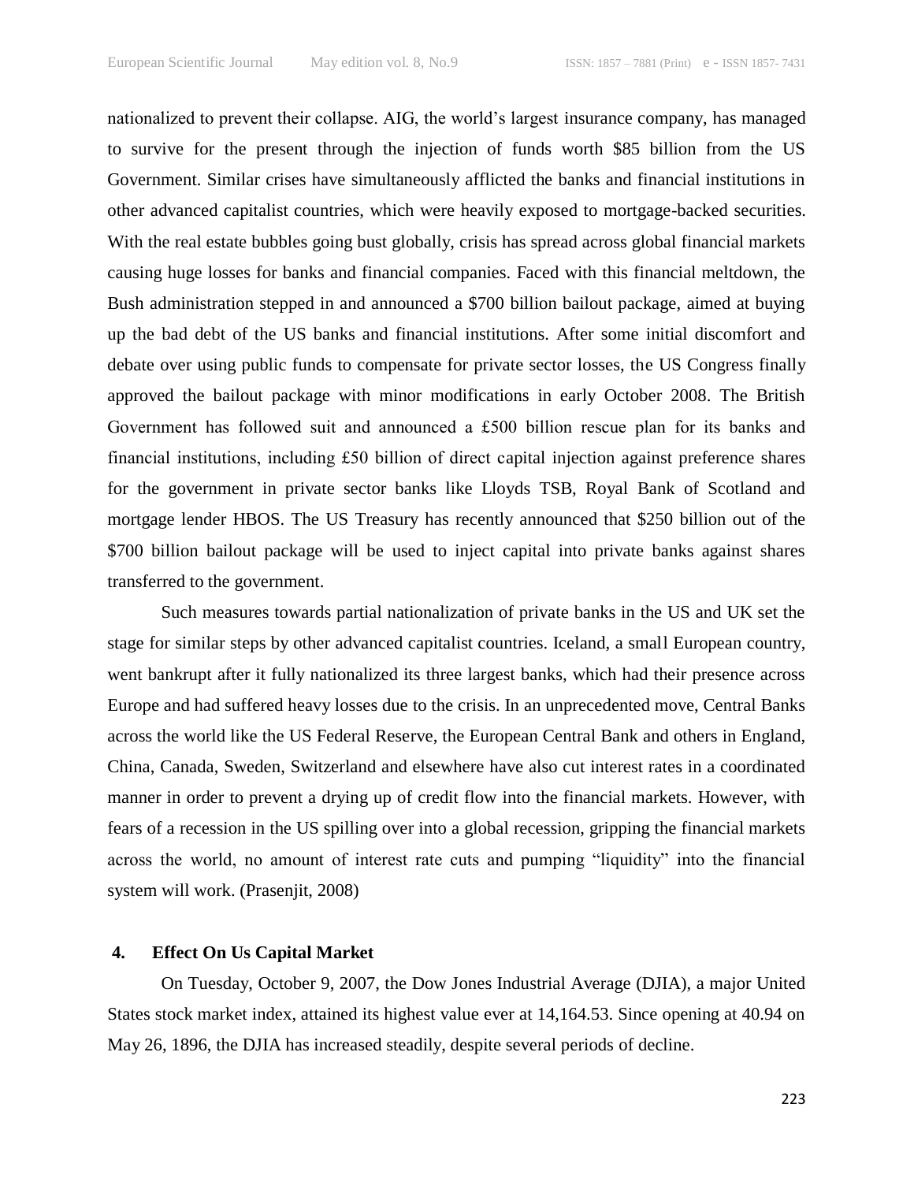nationalized to prevent their collapse. AIG, the world's largest insurance company, has managed to survive for the present through the injection of funds worth $85 billion from the US Government. Similar crises have simultaneously afflicted the banks and financial institutions in other advanced capitalist countries, which were heavily exposed to mortgage-backed securities. With the real estate bubbles going bust globally, crisis has spread across global financial markets causing huge losses for banks and financial companies. Faced with this financial meltdown, the Bush administration stepped in and announced a $700 billion bailout package, aimed at buying up the bad debt of the US banks and financial institutions. After some initial discomfort and debate over using public funds to compensate for private sector losses, the US Congress finally approved the bailout package with minor modifications in early October 2008. The British Government has followed suit and announced a £500 billion rescue plan for its banks and financial institutions, including £50 billion of direct capital injection against preference shares for the government in private sector banks like Lloyds TSB, Royal Bank of Scotland and mortgage lender HBOS. The US Treasury has recently announced that $250 billion out of the $700 billion bailout package will be used to inject capital into private banks against shares transferred to the government.

Such measures towards partial nationalization of private banks in the US and UK set the stage for similar steps by other advanced capitalist countries. Iceland, a small European country, went bankrupt after it fully nationalized its three largest banks, which had their presence across Europe and had suffered heavy losses due to the crisis. In an unprecedented move, Central Banks across the world like the US Federal Reserve, the European Central Bank and others in England, China, Canada, Sweden, Switzerland and elsewhere have also cut interest rates in a coordinated manner in order to prevent a drying up of credit flow into the financial markets. However, with fears of a recession in the US spilling over into a global recession, gripping the financial markets across the world, no amount of interest rate cuts and pumping "liquidity" into the financial system will work. (Prasenjit, 2008)

## 4. Effect On Us Capital Market

On Tuesday, October 9, 2007, the Dow Jones Industrial Average (DJIA), a major United States stock market index, attained its highest value ever at 14,164.53. Since opening at 40.94 on May 26, 1896, the DJIA has increased steadily, despite several periods of decline.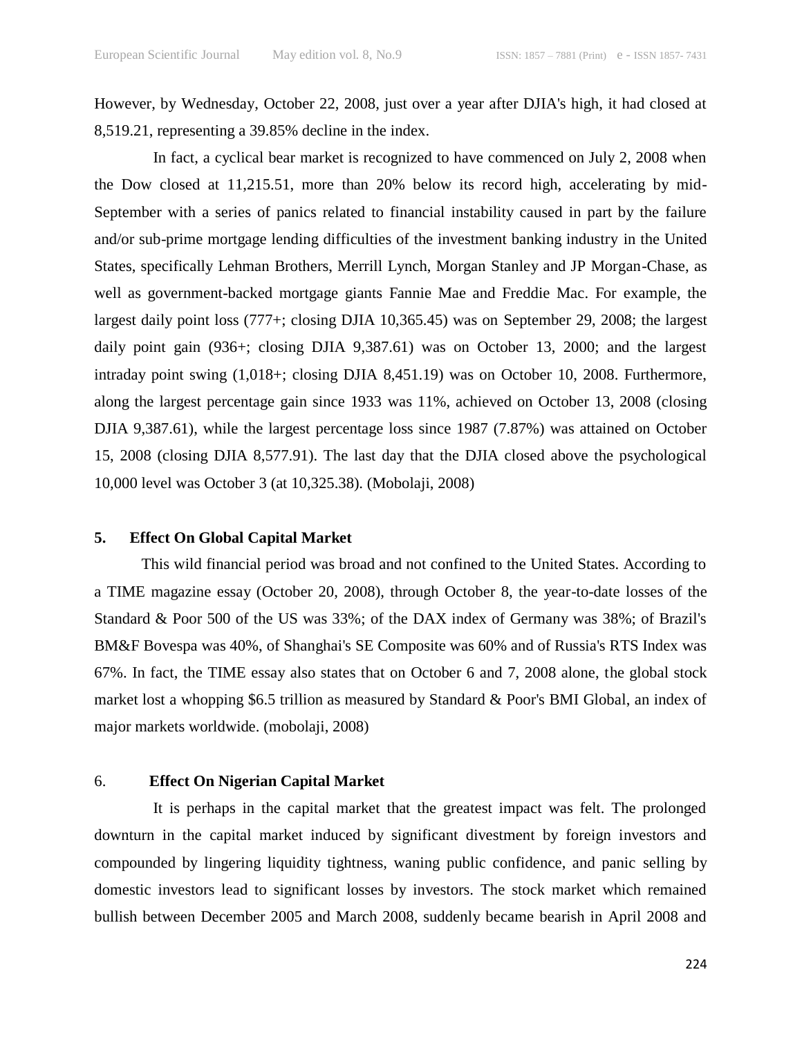However, by Wednesday, October 22, 2008, just over a year after DJIA's high, it had closed at 8,519.21, representing a 39.85% decline in the index.

In fact, a cyclical bear market is recognized to have commenced on July 2, 2008 when the Dow closed at 11,215.51, more than 20% below its record high, accelerating by mid-September with a series of panics related to financial instability caused in part by the failure and/or sub-prime mortgage lending difficulties of the investment banking industry in the United States, specifically Lehman Brothers, Merrill Lynch, Morgan Stanley and JP Morgan-Chase, as well as government-backed mortgage giants Fannie Mae and Freddie Mac. For example, the largest daily point loss (777+; closing DJIA 10,365.45) was on September 29, 2008; the largest daily point gain (936+; closing DJIA 9,387.61) was on October 13, 2000; and the largest intraday point swing (1,018+; closing DJIA 8,451.19) was on October 10, 2008. Furthermore, along the largest percentage gain since 1933 was 11%, achieved on October 13, 2008 (closing DJIA 9,387.61), while the largest percentage loss since 1987 (7.87%) was attained on October 15, 2008 (closing DJIA 8,577.91). The last day that the DJIA closed above the psychological 10,000 level was October 3 (at 10,325.38). (Mobolaji, 2008)

## 5. Effect On Global Capital Market

This wild financial period was broad and not confined to the United States. According to a TIME magazine essay (October 20, 2008), through October 8, the year-to-date losses of the Standard & Poor 500 of the US was 33%; of the DAX index of Germany was 38%; of Brazil's BM&F Bovespa was 40%, of Shanghai's SE Composite was 60% and of Russia's RTS Index was 67%. In fact, the TIME essay also states that on October 6 and 7, 2008 alone, the global stock market lost a whopping $6.5 trillion as measured by Standard & Poor's BMI Global, an index of major markets worldwide. (mobolaji, 2008)

## 6. Effect On Nigerian Capital Market

It is perhaps in the capital market that the greatest impact was felt. The prolonged downturn in the capital market induced by significant divestment by foreign investors and compounded by lingering liquidity tightness, waning public confidence, and panic selling by domestic investors lead to significant losses by investors. The stock market which remained bullish between December 2005 and March 2008, suddenly became bearish in April 2008 and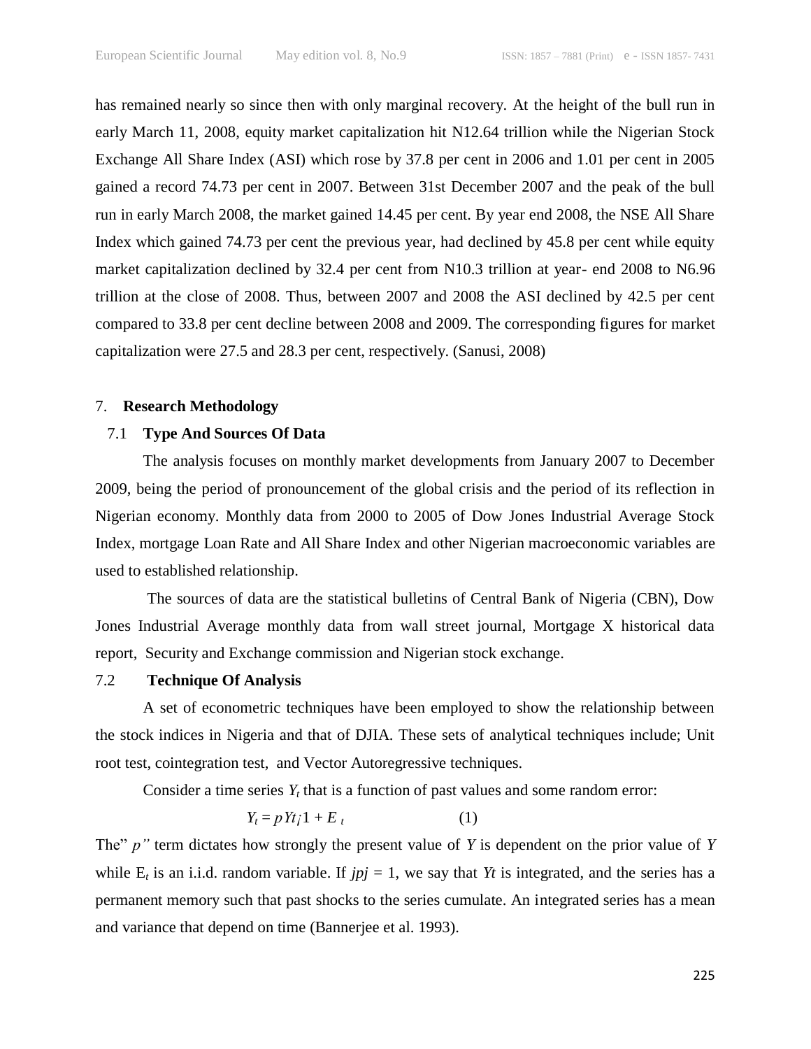has remained nearly so since then with only marginal recovery. At the height of the bull run in early March 11, 2008, equity market capitalization hit N12.64 trillion while the Nigerian Stock Exchange All Share Index (ASI) which rose by 37.8 per cent in 2006 and 1.01 per cent in 2005 gained a record 74.73 per cent in 2007. Between 31st December 2007 and the peak of the bull run in early March 2008, the market gained 14.45 per cent. By year end 2008, the NSE All Share Index which gained 74.73 per cent the previous year, had declined by 45.8 per cent while equity market capitalization declined by 32.4 per cent from N10.3 trillion at year- end 2008 to N6.96 trillion at the close of 2008. Thus, between 2007 and 2008 the ASI declined by 42.5 per cent compared to 33.8 per cent decline between 2008 and 2009. The corresponding figures for market capitalization were 27.5 and 28.3 per cent, respectively. (Sanusi, 2008)

## 7. Research Methodology

### 7.1 Type And Sources Of Data

The analysis focuses on monthly market developments from January 2007 to December 2009, being the period of pronouncement of the global crisis and the period of its reflection in Nigerian economy. Monthly data from 2000 to 2005 of Dow Jones Industrial Average Stock Index, mortgage Loan Rate and All Share Index and other Nigerian macroeconomic variables are used to established relationship.

The sources of data are the statistical bulletins of Central Bank of Nigeria (CBN), Dow Jones Industrial Average monthly data from wall street journal, Mortgage X historical data report, Security and Exchange commission and Nigerian stock exchange.

### 7.2 Technique Of Analysis

A set of econometric techniques have been employed to show the relationship between the stock indices in Nigeria and that of DJIA. These sets of analytical techniques include; Unit root test, cointegration test, and Vector Autoregressive techniques.

Consider a time series $Y_t$ that is a function of past values and some random error:

$$Y_t = pYt_{¡}1 + E_t \qquad (1)$$

The" *p"* term dictates how strongly the present value of *Y* is dependent on the prior value of *Y* while $E_t$ is an i.i.d. random variable. If *jpj* = 1, we say that *Yt* is integrated, and the series has a permanent memory such that past shocks to the series cumulate. An integrated series has a mean and variance that depend on time (Bannerjee et al. 1993).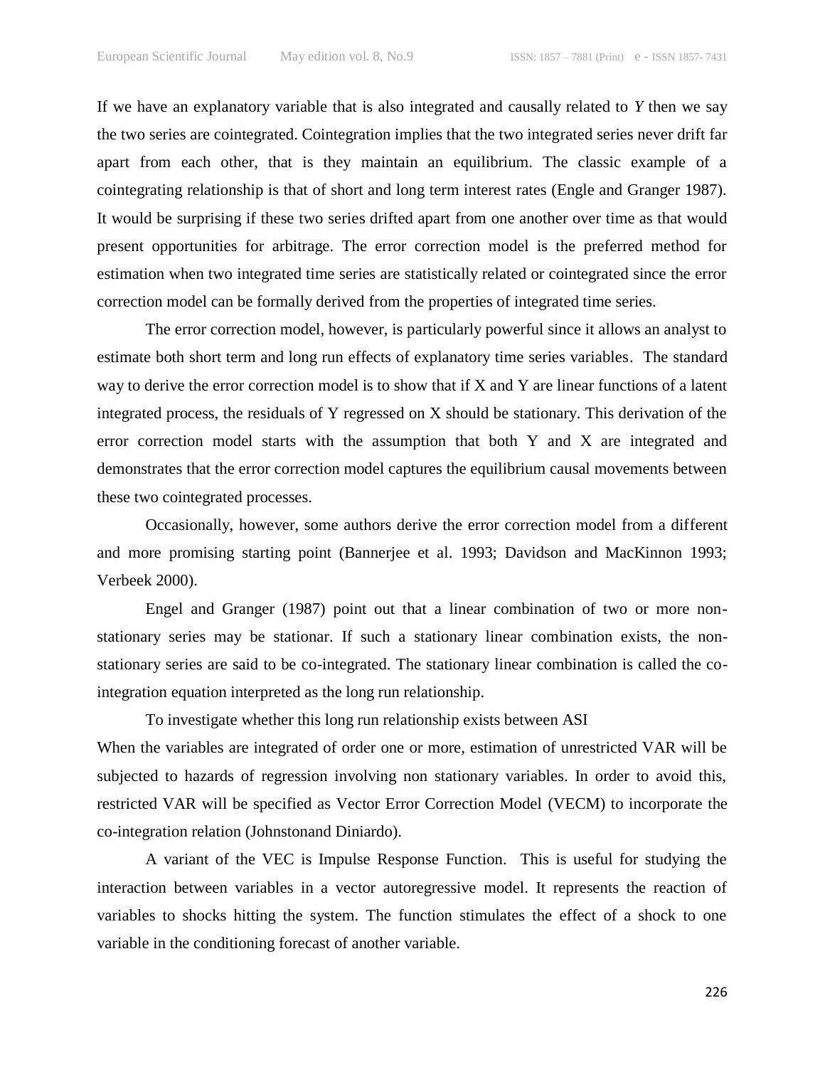If we have an explanatory variable that is also integrated and causally related to *Y* then we say the two series are cointegrated. Cointegration implies that the two integrated series never drift far apart from each other, that is they maintain an equilibrium. The classic example of a cointegrating relationship is that of short and long term interest rates (Engle and Granger 1987). It would be surprising if these two series drifted apart from one another over time as that would present opportunities for arbitrage. The error correction model is the preferred method for estimation when two integrated time series are statistically related or cointegrated since the error correction model can be formally derived from the properties of integrated time series.

The error correction model, however, is particularly powerful since it allows an analyst to estimate both short term and long run effects of explanatory time series variables. The standard way to derive the error correction model is to show that if X and Y are linear functions of a latent integrated process, the residuals of Y regressed on X should be stationary. This derivation of the error correction model starts with the assumption that both Y and X are integrated and demonstrates that the error correction model captures the equilibrium causal movements between these two cointegrated processes.

Occasionally, however, some authors derive the error correction model from a different and more promising starting point (Bannerjee et al. 1993; Davidson and MacKinnon 1993; Verbeek 2000).

Engel and Granger (1987) point out that a linear combination of two or more non-stationary series may be stationar. If such a stationary linear combination exists, the non-stationary series are said to be co-integrated. The stationary linear combination is called the co-integration equation interpreted as the long run relationship.

To investigate whether this long run relationship exists between ASI

When the variables are integrated of order one or more, estimation of unrestricted VAR will be subjected to hazards of regression involving non stationary variables. In order to avoid this, restricted VAR will be specified as Vector Error Correction Model (VECM) to incorporate the co-integration relation (Johnstonand Diniardo).

A variant of the VEC is Impulse Response Function. This is useful for studying the interaction between variables in a vector autoregressive model. It represents the reaction of variables to shocks hitting the system. The function stimulates the effect of a shock to one variable in the conditioning forecast of another variable.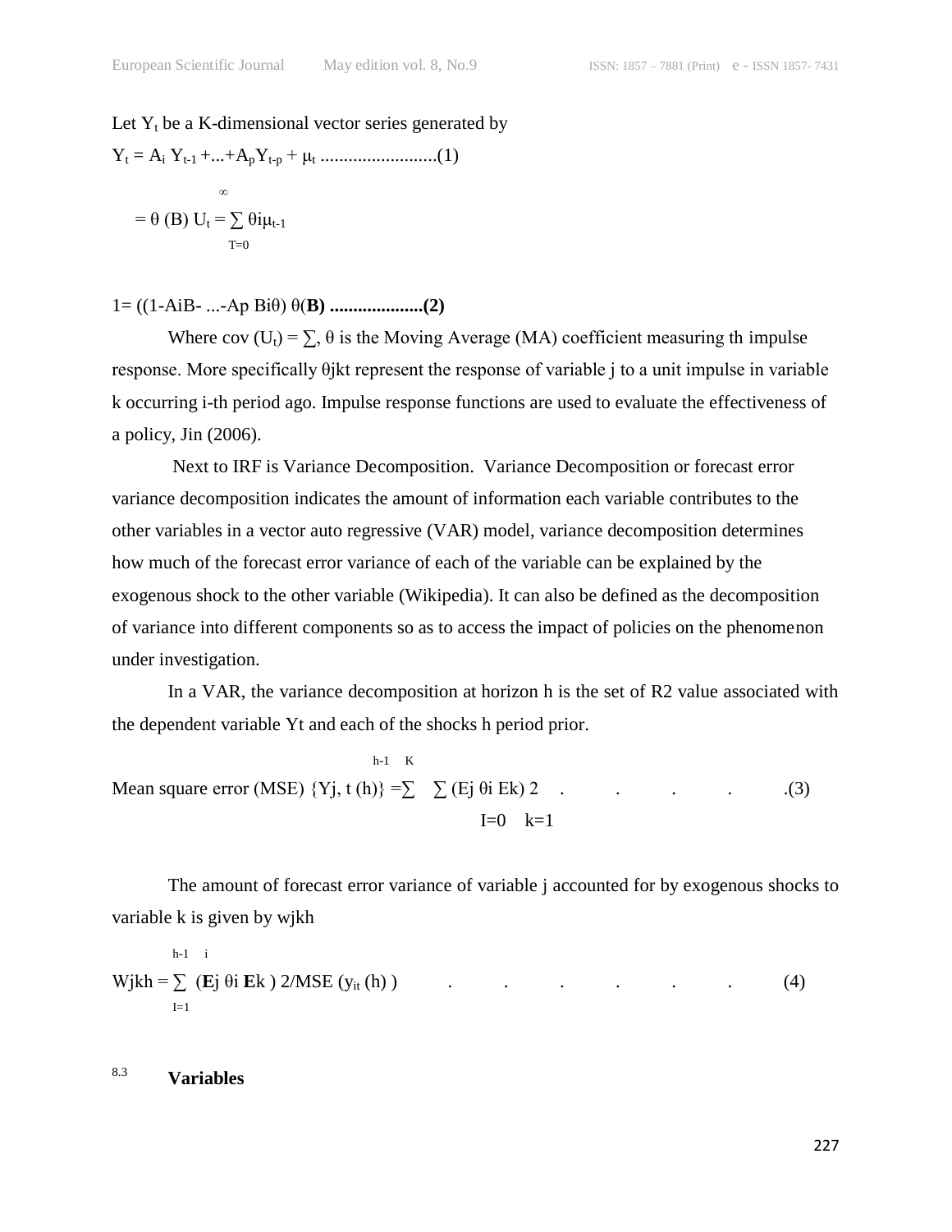Let $Y_t$ be a K-dimensional vector series generated by

$$Y_t = A_i\, Y_{t-1} + ... + A_p Y_{t-p} + \mu_t \text{ .........................(1)}$$

$$= \theta\,(B)\, U_t = \sum_{T=0}^{\infty} \theta i \mu_{t-1}$$

$$1 = ((1 - AiB - ... - Ap\, Bi\theta)\, \theta(\mathbf{B}) \text{ ....................} \mathbf{(2)}$$

Where $\text{cov}\,(U_t) = \sum$, θ is the Moving Average (MA) coefficient measuring th impulse response. More specifically θjkt represent the response of variable j to a unit impulse in variable k occurring i-th period ago. Impulse response functions are used to evaluate the effectiveness of a policy, Jin (2006).

Next to IRF is Variance Decomposition. Variance Decomposition or forecast error variance decomposition indicates the amount of information each variable contributes to the other variables in a vector auto regressive (VAR) model, variance decomposition determines how much of the forecast error variance of each of the variable can be explained by the exogenous shock to the other variable (Wikipedia). It can also be defined as the decomposition of variance into different components so as to access the impact of policies on the phenomenon under investigation.

In a VAR, the variance decomposition at horizon h is the set of R2 value associated with the dependent variable Yt and each of the shocks h period prior.

$$\text{Mean square error (MSE) } \{Yj, t\,(h)\} = \sum_{I=0}^{h-1} \sum_{k=1}^{K} (Ej\, \theta i\, Ek)\, 2 \quad . \quad . \quad . \quad . \quad .(3)$$

The amount of forecast error variance of variable j accounted for by exogenous shocks to variable k is given by wjkh

$$Wjkh = \sum_{I=1}^{h-1 \quad i} (\mathbf{E}j\, \theta i\, \mathbf{E}k\,)\, 2/MSE\,(y_{it}\,(h)\,) \quad . \quad . \quad . \quad . \quad . \quad . \quad (4)$$

### 8.3 Variables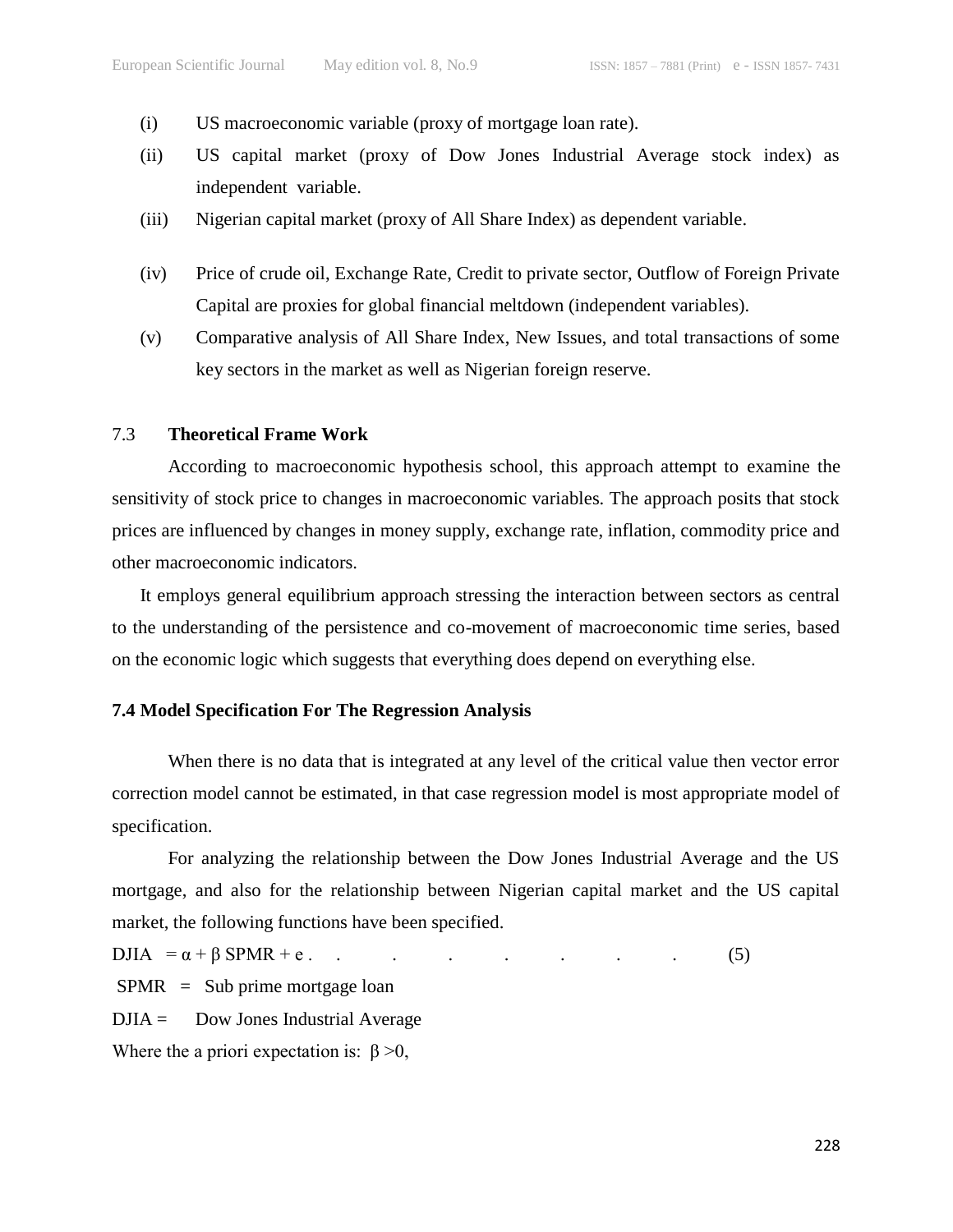(i) US macroeconomic variable (proxy of mortgage loan rate).

(ii) US capital market (proxy of Dow Jones Industrial Average stock index) as independent variable.

(iii) Nigerian capital market (proxy of All Share Index) as dependent variable.

(iv) Price of crude oil, Exchange Rate, Credit to private sector, Outflow of Foreign Private Capital are proxies for global financial meltdown (independent variables).

(v) Comparative analysis of All Share Index, New Issues, and total transactions of some key sectors in the market as well as Nigerian foreign reserve.

## 7.3 Theoretical Frame Work

According to macroeconomic hypothesis school, this approach attempt to examine the sensitivity of stock price to changes in macroeconomic variables. The approach posits that stock prices are influenced by changes in money supply, exchange rate, inflation, commodity price and other macroeconomic indicators.

It employs general equilibrium approach stressing the interaction between sectors as central to the understanding of the persistence and co-movement of macroeconomic time series, based on the economic logic which suggests that everything does depend on everything else.

## 7.4 Model Specification For The Regression Analysis

When there is no data that is integrated at any level of the critical value then vector error correction model cannot be estimated, in that case regression model is most appropriate model of specification.

For analyzing the relationship between the Dow Jones Industrial Average and the US mortgage, and also for the relationship between Nigerian capital market and the US capital market, the following functions have been specified.

$$DJIA = \alpha + \beta \, SPMR + e \qquad (5)$$

SPMR = Sub prime mortgage loan

DJIA = Dow Jones Industrial Average

Where the a priori expectation is: $\beta > 0$,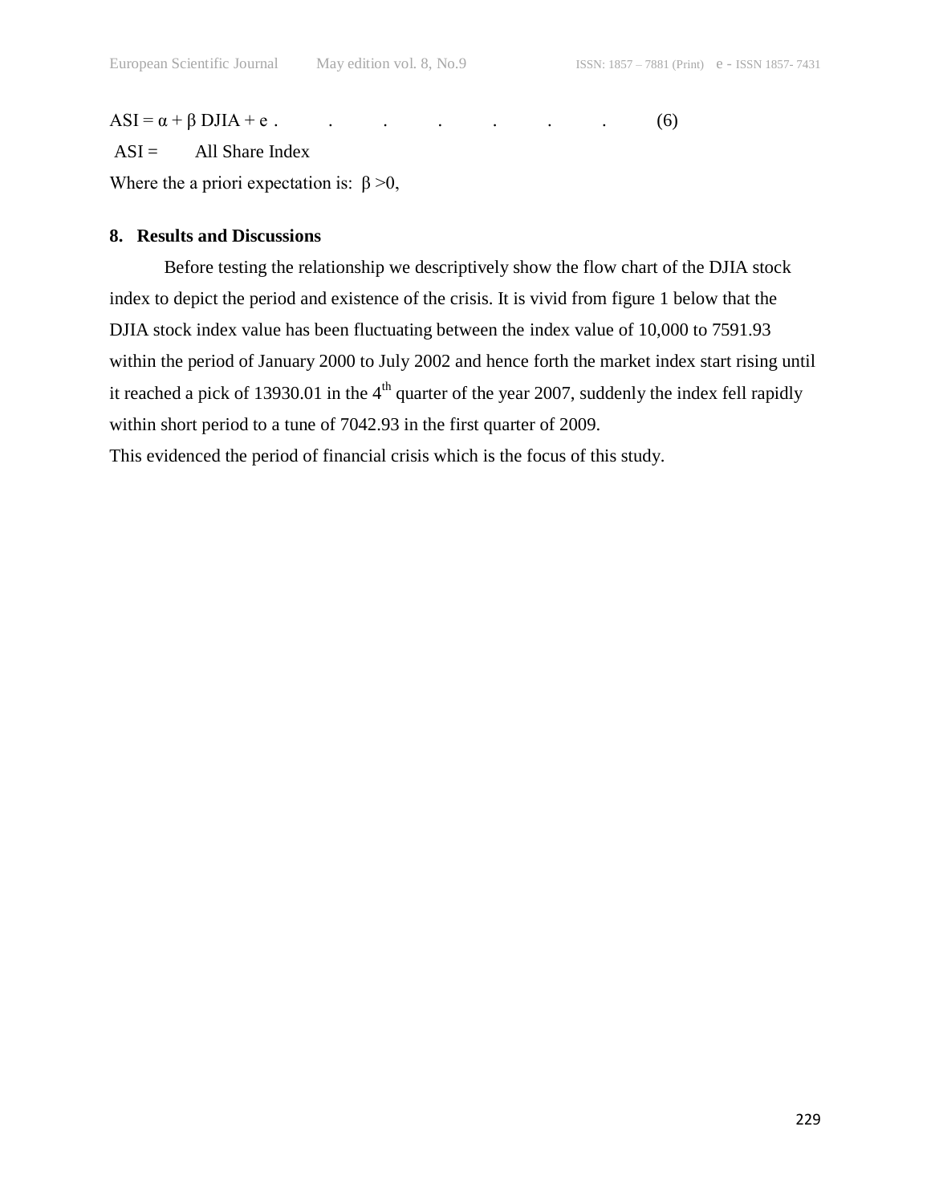$$ASI = \alpha + \beta\ DJIA + e \quad . \quad . \quad . \quad . \quad . \quad . \quad . \quad (6)$$

ASI = All Share Index

Where the a priori expectation is: $\beta > 0$,

## 8. Results and Discussions

Before testing the relationship we descriptively show the flow chart of the DJIA stock index to depict the period and existence of the crisis. It is vivid from figure 1 below that the DJIA stock index value has been fluctuating between the index value of 10,000 to 7591.93 within the period of January 2000 to July 2002 and hence forth the market index start rising until it reached a pick of 13930.01 in the 4th quarter of the year 2007, suddenly the index fell rapidly within short period to a tune of 7042.93 in the first quarter of 2009.

This evidenced the period of financial crisis which is the focus of this study.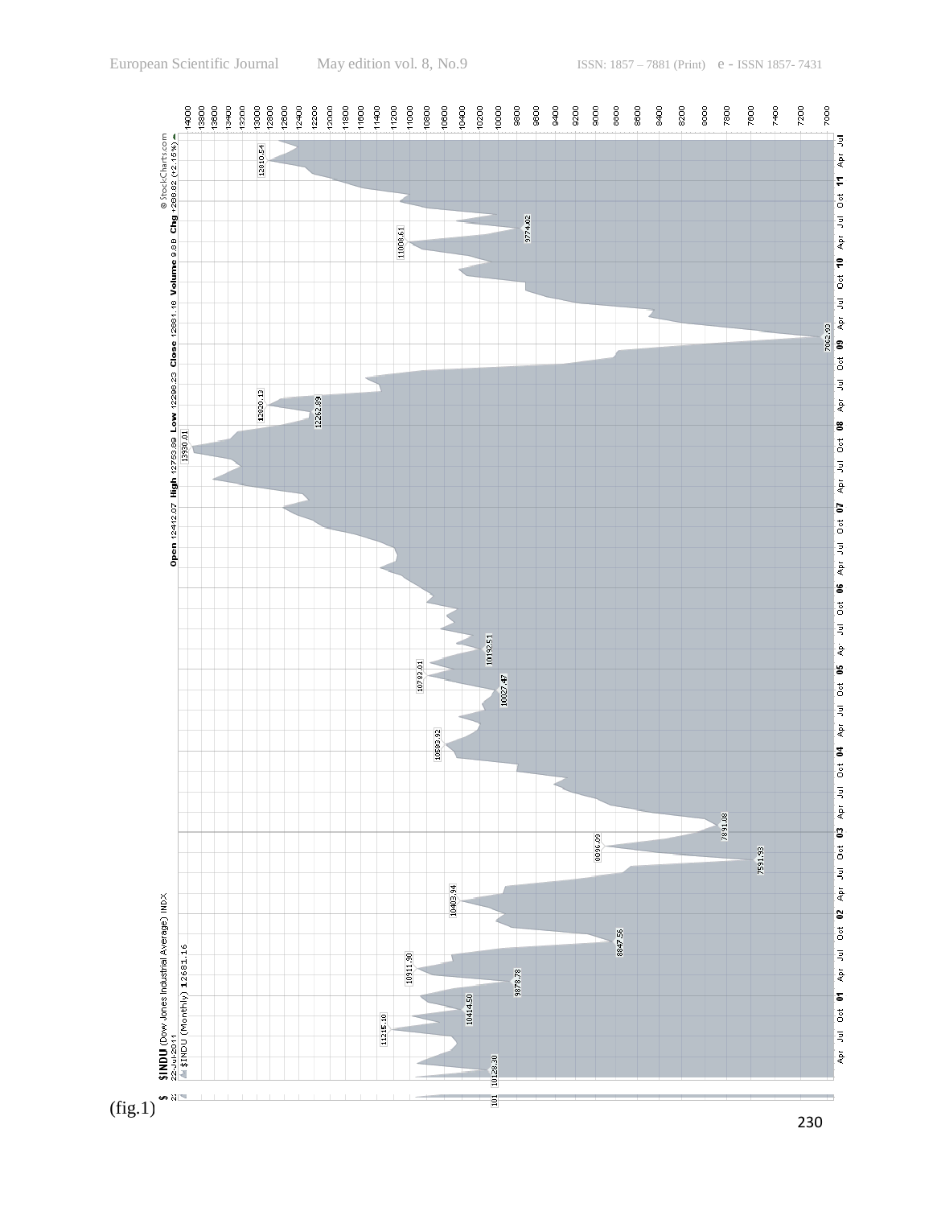(fig.1)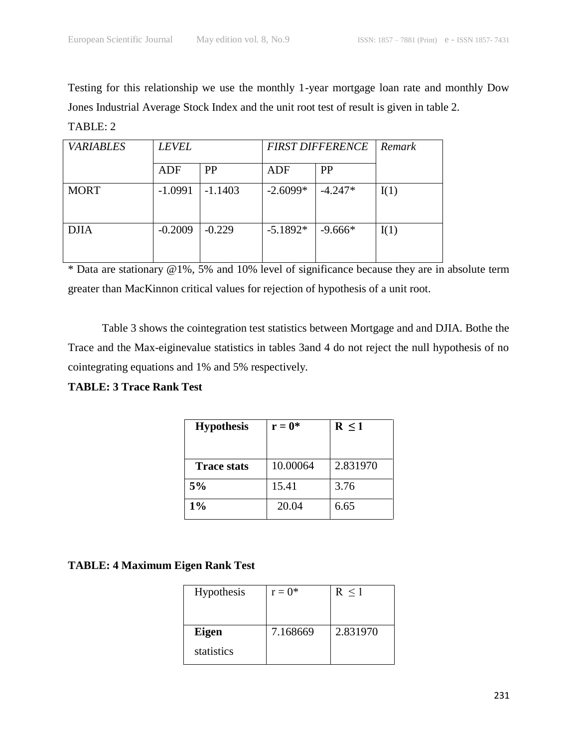Testing for this relationship we use the monthly 1-year mortgage loan rate and monthly Dow Jones Industrial Average Stock Index and the unit root test of result is given in table 2.

TABLE: 2

| *VARIABLES* | *LEVEL* | | *FIRST DIFFERENCE* | | *Remark* |
|---|---|---|---|---|---|
| | ADF | PP | ADF | PP | |
| MORT | -1.0991 | -1.1403 | -2.6099* | -4.247* | I(1) |
| DJIA | -0.2009 | -0.229 | -5.1892* | -9.666* | I(1) |

* Data are stationary @1%, 5% and 10% level of significance because they are in absolute term greater than MacKinnon critical values for rejection of hypothesis of a unit root.

Table 3 shows the cointegration test statistics between Mortgage and and DJIA. Bothe the Trace and the Max-eiginevalue statistics in tables 3and 4 do not reject the null hypothesis of no cointegrating equations and 1% and 5% respectively.

**TABLE: 3 Trace Rank Test**

| **Hypothesis** | **r = 0*** | **R ≤ 1** |
|---|---|---|
| **Trace stats** | 10.00064 | 2.831970 |
| **5%** | 15.41 | 3.76 |
| **1%** | 20.04 | 6.65 |

**TABLE: 4 Maximum Eigen Rank Test**

| Hypothesis | r = 0* | R ≤ 1 |
|---|---|---|
| **Eigen** statistics | 7.168669 | 2.831970 |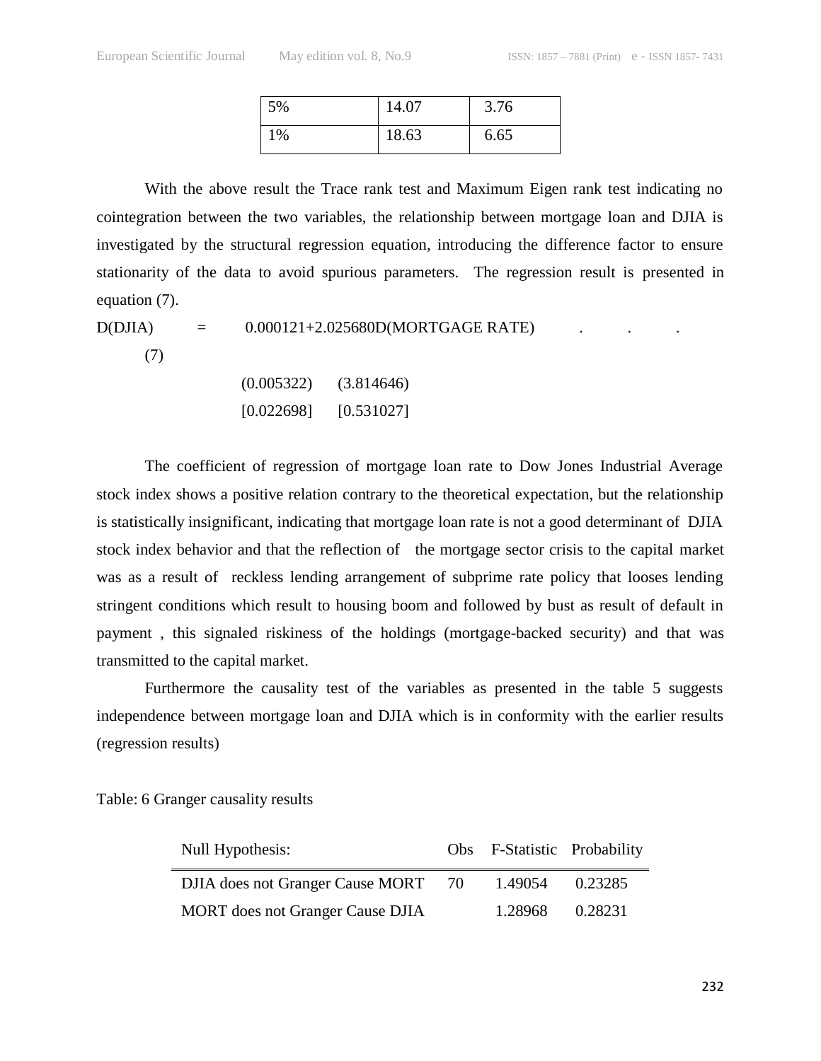| 5% | 14.07 | 3.76 |
|---|---|---|
| 1% | 18.63 | 6.65 |

With the above result the Trace rank test and Maximum Eigen rank test indicating no cointegration between the two variables, the relationship between mortgage loan and DJIA is investigated by the structural regression equation, introducing the difference factor to ensure stationarity of the data to avoid spurious parameters. The regression result is presented in equation (7).

$$D(DJIA) = 0.000121 + 2.025680D(MORTGAGE\ RATE) \quad \ldots \quad (7)$$

(0.005322) (3.814646)

[0.022698] [0.531027]

The coefficient of regression of mortgage loan rate to Dow Jones Industrial Average stock index shows a positive relation contrary to the theoretical expectation, but the relationship is statistically insignificant, indicating that mortgage loan rate is not a good determinant of DJIA stock index behavior and that the reflection of the mortgage sector crisis to the capital market was as a result of reckless lending arrangement of subprime rate policy that looses lending stringent conditions which result to housing boom and followed by bust as result of default in payment , this signaled riskiness of the holdings (mortgage-backed security) and that was transmitted to the capital market.

Furthermore the causality test of the variables as presented in the table 5 suggests independence between mortgage loan and DJIA which is in conformity with the earlier results (regression results)

Table: 6 Granger causality results

| Null Hypothesis: | Obs | F-Statistic | Probability |
|---|---|---|---|
| DJIA does not Granger Cause MORT | 70 | 1.49054 | 0.23285 |
| MORT does not Granger Cause DJIA | | 1.28968 | 0.28231 |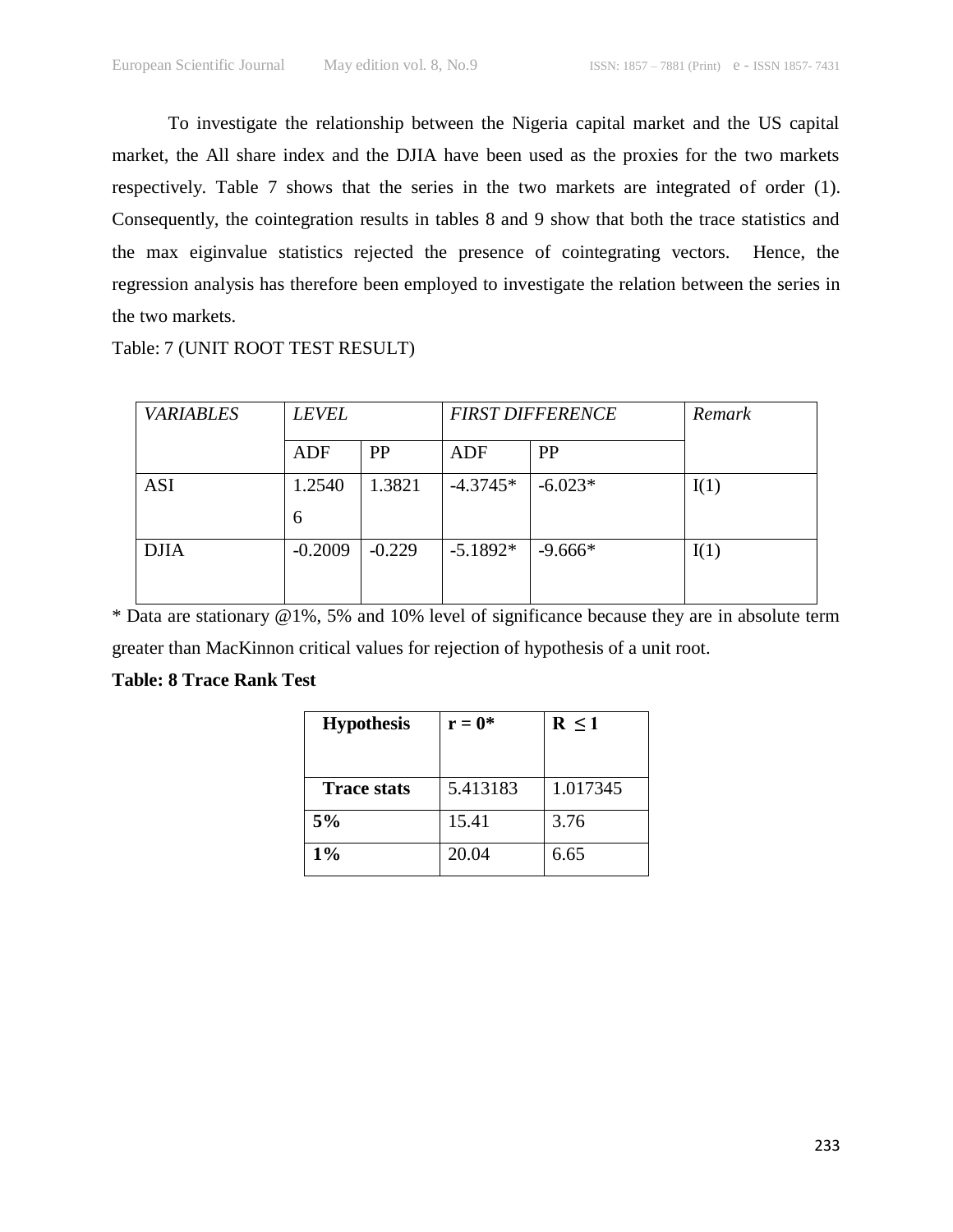To investigate the relationship between the Nigeria capital market and the US capital market, the All share index and the DJIA have been used as the proxies for the two markets respectively. Table 7 shows that the series in the two markets are integrated of order (1). Consequently, the cointegration results in tables 8 and 9 show that both the trace statistics and the max eiginvalue statistics rejected the presence of cointegrating vectors. Hence, the regression analysis has therefore been employed to investigate the relation between the series in the two markets.

Table: 7 (UNIT ROOT TEST RESULT)

| *VARIABLES* | *LEVEL* | | *FIRST DIFFERENCE* | | *Remark* |
|---|---|---|---|---|---|
| | ADF | PP | ADF | PP | |
| ASI | 1.25406 | 1.3821 | -4.3745* | -6.023* | I(1) |
| DJIA | -0.2009 | -0.229 | -5.1892* | -9.666* | I(1) |

* Data are stationary @1%, 5% and 10% level of significance because they are in absolute term greater than MacKinnon critical values for rejection of hypothesis of a unit root.

**Table: 8 Trace Rank Test**

| **Hypothesis** | **r = 0*** | **R ≤ 1** |
|---|---|---|
| **Trace stats** | 5.413183 | 1.017345 |
| **5%** | 15.41 | 3.76 |
| **1%** | 20.04 | 6.65 |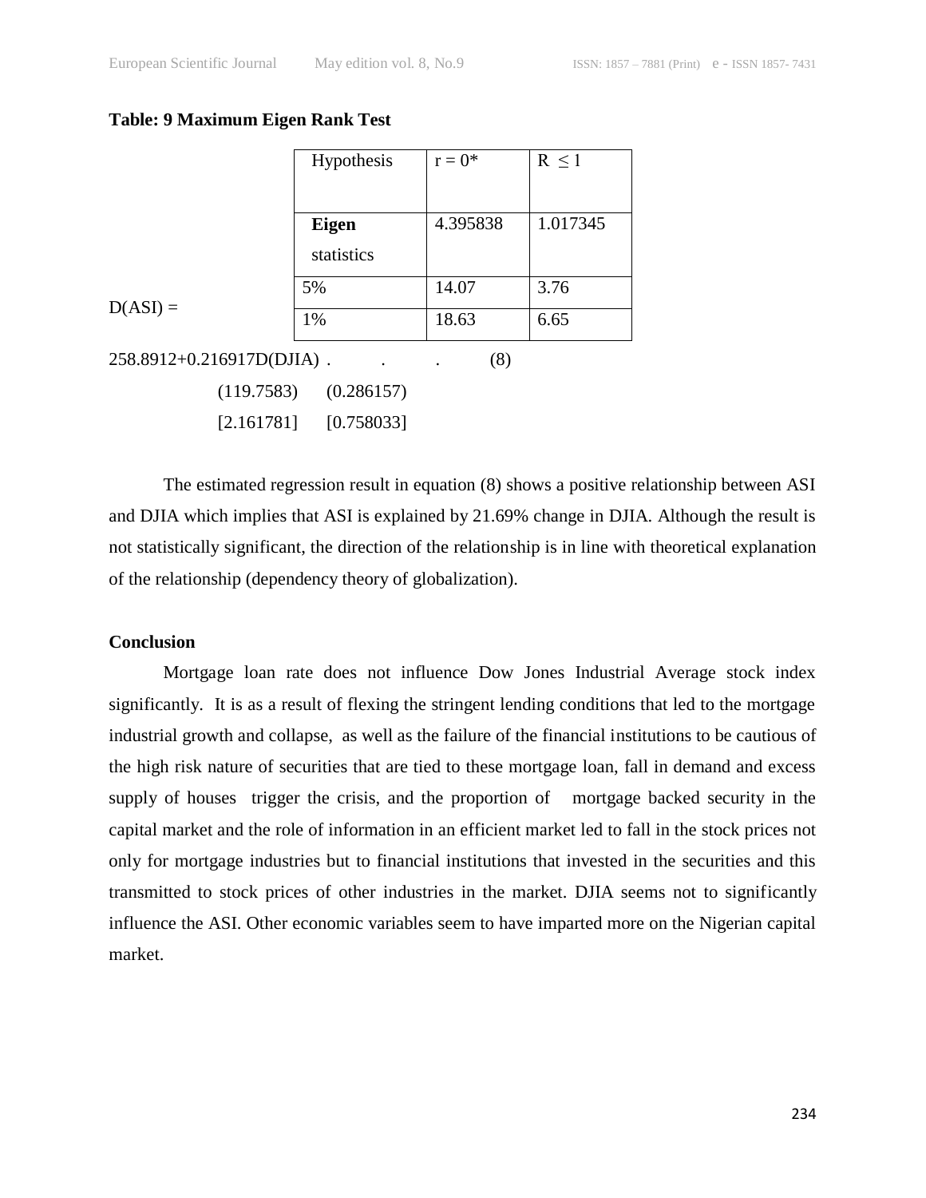**Table: 9 Maximum Eigen Rank Test**

| Hypothesis | r = 0* | R ≤ 1 |
| --- | --- | --- |
| **Eigen** statistics | 4.395838 | 1.017345 |
| 5% | 14.07 | 3.76 |
| 1% | 18.63 | 6.65 |

$$D(ASI) = 258.8912 + 0.216917D(DJIA) \quad . \quad . \quad . \quad (8)$$

$$\begin{array}{cc} (119.7583) & (0.286157) \\ [2.161781] & [0.758033] \end{array}$$

The estimated regression result in equation (8) shows a positive relationship between ASI and DJIA which implies that ASI is explained by 21.69% change in DJIA. Although the result is not statistically significant, the direction of the relationship is in line with theoretical explanation of the relationship (dependency theory of globalization).

**Conclusion**

Mortgage loan rate does not influence Dow Jones Industrial Average stock index significantly. It is as a result of flexing the stringent lending conditions that led to the mortgage industrial growth and collapse, as well as the failure of the financial institutions to be cautious of the high risk nature of securities that are tied to these mortgage loan, fall in demand and excess supply of houses trigger the crisis, and the proportion of mortgage backed security in the capital market and the role of information in an efficient market led to fall in the stock prices not only for mortgage industries but to financial institutions that invested in the securities and this transmitted to stock prices of other industries in the market. DJIA seems not to significantly influence the ASI. Other economic variables seem to have imparted more on the Nigerian capital market.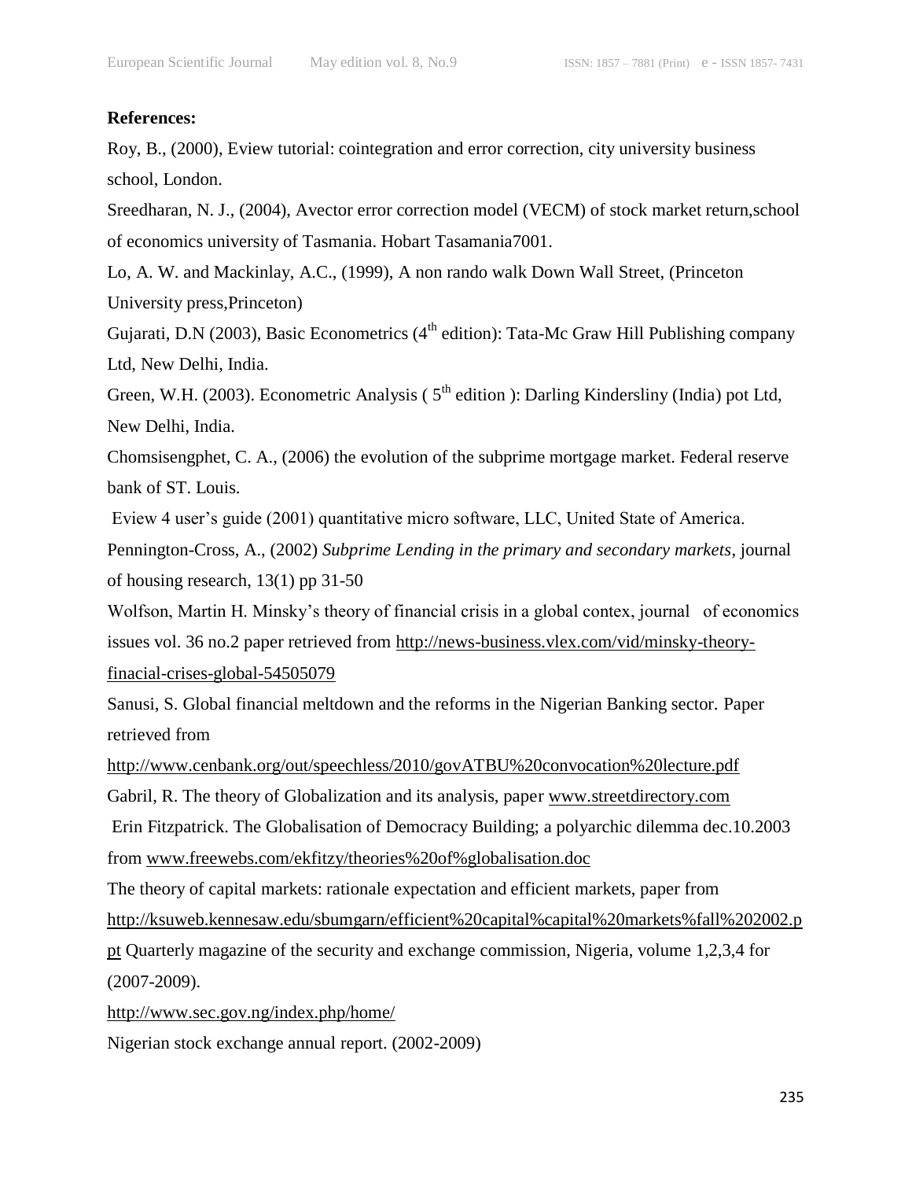**References:**

Roy, B., (2000), Eview tutorial: cointegration and error correction, city university business school, London.

Sreedharan, N. J., (2004), Avector error correction model (VECM) of stock market return,school of economics university of Tasmania. Hobart Tasamania7001.

Lo, A. W. and Mackinlay, A.C., (1999), A non rando walk Down Wall Street, (Princeton University press,Princeton)

Gujarati, D.N (2003), Basic Econometrics (4th edition): Tata-Mc Graw Hill Publishing company Ltd, New Delhi, India.

Green, W.H. (2003). Econometric Analysis ( 5th edition ): Darling Kindersliny (India) pot Ltd, New Delhi, India.

Chomsisengphet, C. A., (2006) the evolution of the subprime mortgage market. Federal reserve bank of ST. Louis.

Eview 4 user's guide (2001) quantitative micro software, LLC, United State of America.

Pennington-Cross, A., (2002) *Subprime Lending in the primary and secondary markets*, journal of housing research, 13(1) pp 31-50

Wolfson, Martin H. Minsky's theory of financial crisis in a global contex, journal of economics issues vol. 36 no.2 paper retrieved from http://news-business.vlex.com/vid/minsky-theory-finacial-crises-global-54505079

Sanusi, S. Global financial meltdown and the reforms in the Nigerian Banking sector. Paper retrieved from http://www.cenbank.org/out/speechless/2010/govATBU%20convocation%20lecture.pdf

Gabril, R. The theory of Globalization and its analysis, paper www.streetdirectory.com

Erin Fitzpatrick. The Globalisation of Democracy Building; a polyarchic dilemma dec.10.2003 from www.freewebs.com/ekfitzy/theories%20of%globalisation.doc

The theory of capital markets: rationale expectation and efficient markets, paper from http://ksuweb.kennesaw.edu/sbumgarn/efficient%20capital%capital%20markets%fall%202002.ppt Quarterly magazine of the security and exchange commission, Nigeria, volume 1,2,3,4 for (2007-2009).

http://www.sec.gov.ng/index.php/home/

Nigerian stock exchange annual report. (2002-2009)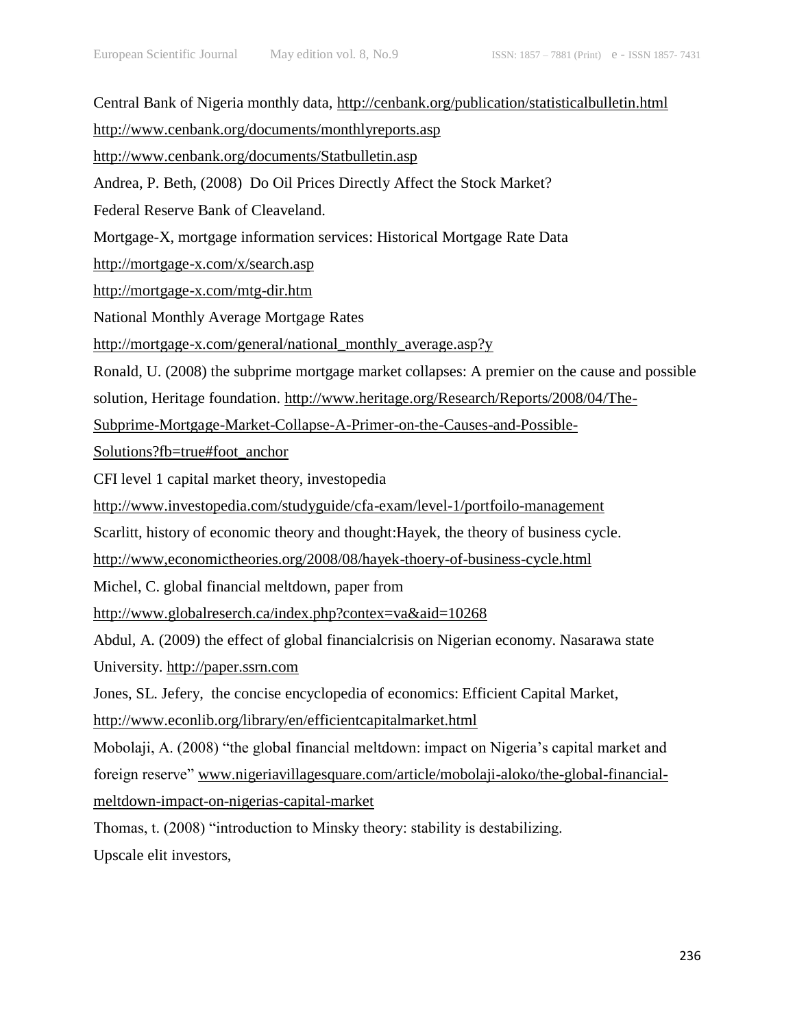Central Bank of Nigeria monthly data, http://cenbank.org/publication/statisticalbulletin.html

http://www.cenbank.org/documents/monthlyreports.asp

http://www.cenbank.org/documents/Statbulletin.asp

Andrea, P. Beth, (2008) Do Oil Prices Directly Affect the Stock Market?

Federal Reserve Bank of Cleaveland.

Mortgage-X, mortgage information services: Historical Mortgage Rate Data

http://mortgage-x.com/x/search.asp

http://mortgage-x.com/mtg-dir.htm

National Monthly Average Mortgage Rates

http://mortgage-x.com/general/national_monthly_average.asp?y

Ronald, U. (2008) the subprime mortgage market collapses: A premier on the cause and possible solution, Heritage foundation. http://www.heritage.org/Research/Reports/2008/04/The-Subprime-Mortgage-Market-Collapse-A-Primer-on-the-Causes-and-Possible-Solutions?fb=true#foot_anchor

CFI level 1 capital market theory, investopedia

http://www.investopedia.com/studyguide/cfa-exam/level-1/portfoilo-management

Scarlitt, history of economic theory and thought:Hayek, the theory of business cycle.

http://www,economictheories.org/2008/08/hayek-thoery-of-business-cycle.html

Michel, C. global financial meltdown, paper from

http://www.globalreserch.ca/index.php?contex=va&aid=10268

Abdul, A. (2009) the effect of global financialcrisis on Nigerian economy. Nasarawa state University. http://paper.ssrn.com

Jones, SL. Jefery, the concise encyclopedia of economics: Efficient Capital Market,

http://www.econlib.org/library/en/efficientcapitalmarket.html

Mobolaji, A. (2008) "the global financial meltdown: impact on Nigeria's capital market and foreign reserve" www.nigeriavillagesquare.com/article/mobolaji-aloko/the-global-financial-meltdown-impact-on-nigerias-capital-market

Thomas, t. (2008) "introduction to Minsky theory: stability is destabilizing.

Upscale elit investors,